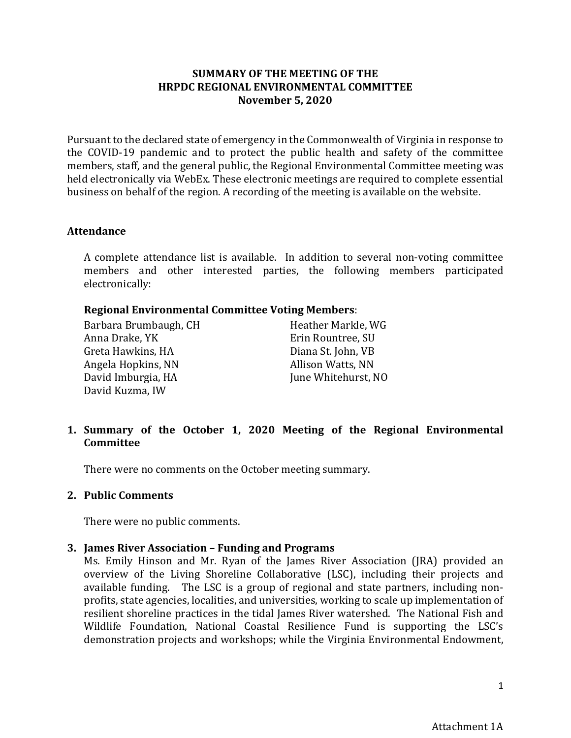# SUMMARY OF THE MEETING OF THE HRPDC REGIONAL ENVIRONMENTAL COMMITTEE November 5, 2020

Pursuant to the declared state of emergency in the Commonwealth of Virginia in response to the COVID-19 pandemic and to protect the public health and safety of the committee members, staff, and the general public, the Regional Environmental Committee meeting was held electronically via WebEx. These electronic meetings are required to complete essential business on behalf of the region. A recording of the meeting is available on the website.

## Attendance

A complete attendance list is available. In addition to several non-voting committee members and other interested parties, the following members participated electronically:

**Regional Environmental Committee Voting Members**:

Barbara Brumbaugh, CH
Anna Drake, YK
Greta Hawkins, HA
Angela Hopkins, NN
David Imburgia, HA
David Kuzma, IW
Heather Markle, WG
Erin Rountree, SU
Diana St. John, VB
Allison Watts, NN
June Whitehurst, NO

## 1. Summary of the October 1, 2020 Meeting of the Regional Environmental Committee

There were no comments on the October meeting summary.

## 2. Public Comments

There were no public comments.

## 3. James River Association – Funding and Programs

Ms. Emily Hinson and Mr. Ryan of the James River Association (JRA) provided an overview of the Living Shoreline Collaborative (LSC), including their projects and available funding. The LSC is a group of regional and state partners, including non-profits, state agencies, localities, and universities, working to scale up implementation of resilient shoreline practices in the tidal James River watershed. The National Fish and Wildlife Foundation, National Coastal Resilience Fund is supporting the LSC's demonstration projects and workshops; while the Virginia Environmental Endowment,

Attachment 1A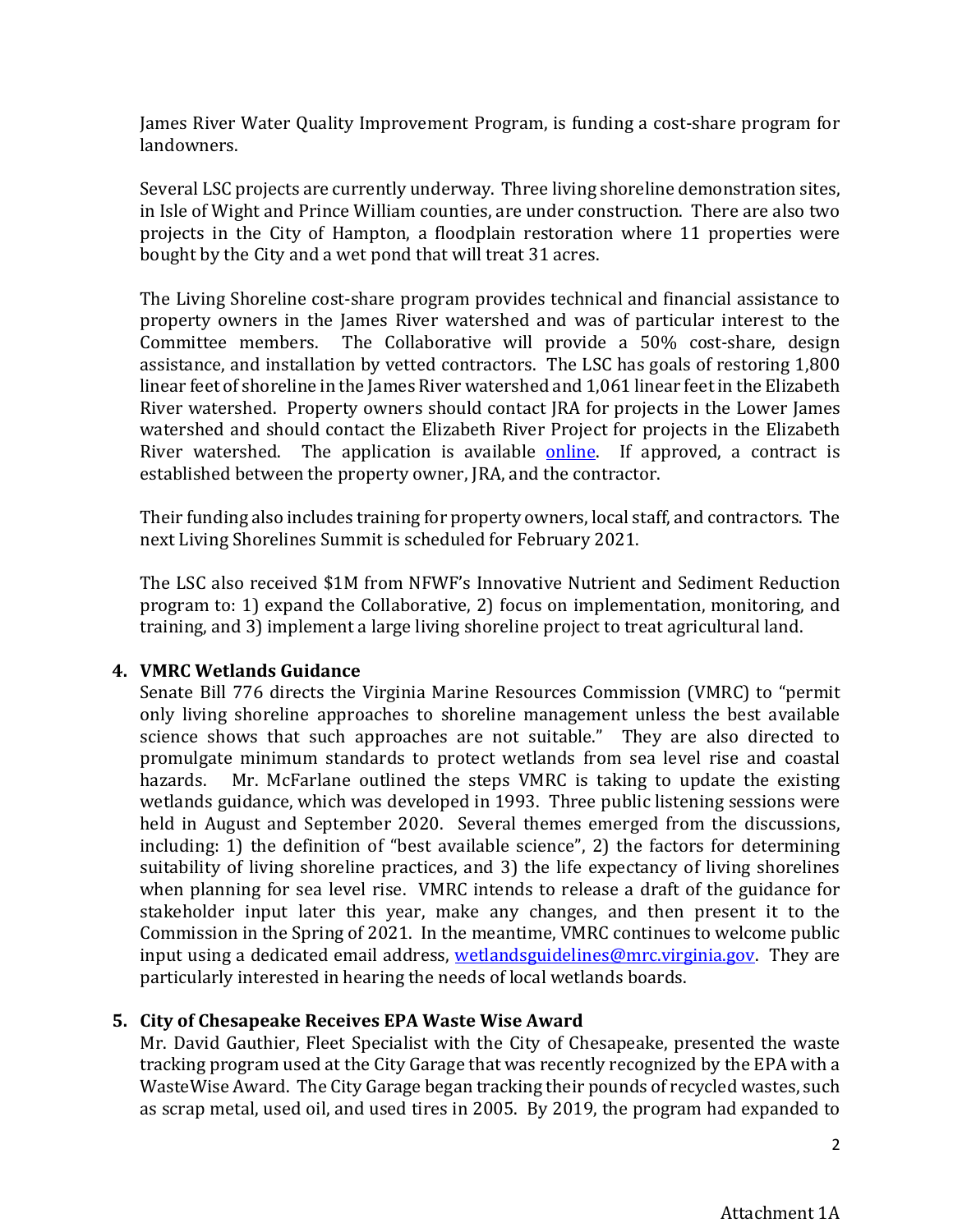James River Water Quality Improvement Program, is funding a cost-share program for landowners.

Several LSC projects are currently underway. Three living shoreline demonstration sites, in Isle of Wight and Prince William counties, are under construction. There are also two projects in the City of Hampton, a floodplain restoration where 11 properties were bought by the City and a wet pond that will treat 31 acres.

The Living Shoreline cost-share program provides technical and financial assistance to property owners in the James River watershed and was of particular interest to the Committee members. The Collaborative will provide a 50% cost-share, design assistance, and installation by vetted contractors. The LSC has goals of restoring 1,800 linear feet of shoreline in the James River watershed and 1,061 linear feet in the Elizabeth River watershed. Property owners should contact JRA for projects in the Lower James watershed and should contact the Elizabeth River Project for projects in the Elizabeth River watershed. The application is available online. If approved, a contract is established between the property owner, JRA, and the contractor.

Their funding also includes training for property owners, local staff, and contractors. The next Living Shorelines Summit is scheduled for February 2021.

The LSC also received $1M from NFWF's Innovative Nutrient and Sediment Reduction program to: 1) expand the Collaborative, 2) focus on implementation, monitoring, and training, and 3) implement a large living shoreline project to treat agricultural land.

**4. VMRC Wetlands Guidance**

Senate Bill 776 directs the Virginia Marine Resources Commission (VMRC) to "permit only living shoreline approaches to shoreline management unless the best available science shows that such approaches are not suitable." They are also directed to promulgate minimum standards to protect wetlands from sea level rise and coastal hazards. Mr. McFarlane outlined the steps VMRC is taking to update the existing wetlands guidance, which was developed in 1993. Three public listening sessions were held in August and September 2020. Several themes emerged from the discussions, including: 1) the definition of "best available science", 2) the factors for determining suitability of living shoreline practices, and 3) the life expectancy of living shorelines when planning for sea level rise. VMRC intends to release a draft of the guidance for stakeholder input later this year, make any changes, and then present it to the Commission in the Spring of 2021. In the meantime, VMRC continues to welcome public input using a dedicated email address, wetlandsguidelines@mrc.virginia.gov. They are particularly interested in hearing the needs of local wetlands boards.

**5. City of Chesapeake Receives EPA Waste Wise Award**

Mr. David Gauthier, Fleet Specialist with the City of Chesapeake, presented the waste tracking program used at the City Garage that was recently recognized by the EPA with a WasteWise Award. The City Garage began tracking their pounds of recycled wastes, such as scrap metal, used oil, and used tires in 2005. By 2019, the program had expanded to

Attachment 1A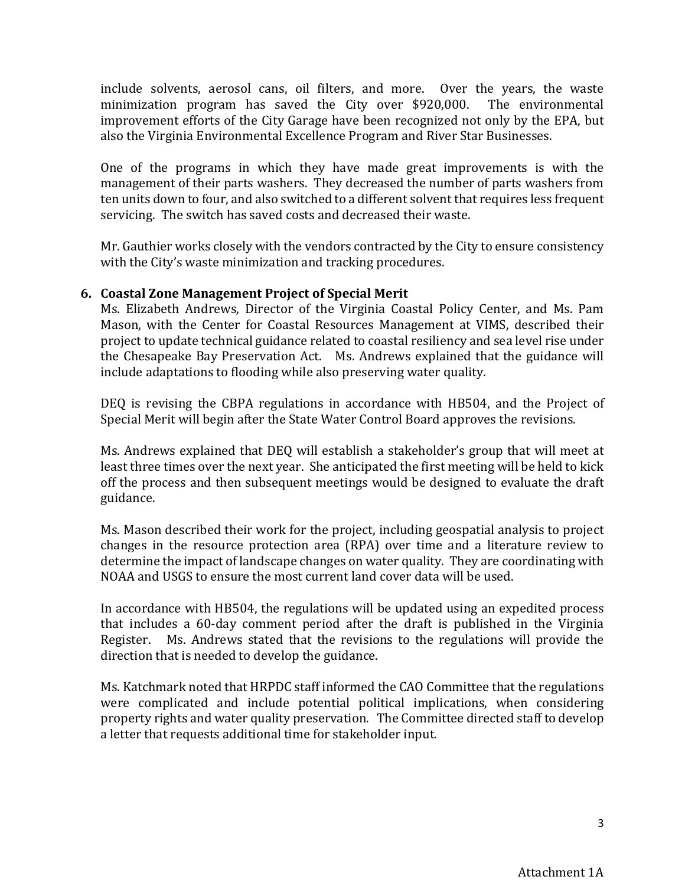include solvents, aerosol cans, oil filters, and more. Over the years, the waste minimization program has saved the City over $920,000. The environmental improvement efforts of the City Garage have been recognized not only by the EPA, but also the Virginia Environmental Excellence Program and River Star Businesses.

One of the programs in which they have made great improvements is with the management of their parts washers. They decreased the number of parts washers from ten units down to four, and also switched to a different solvent that requires less frequent servicing. The switch has saved costs and decreased their waste.

Mr. Gauthier works closely with the vendors contracted by the City to ensure consistency with the City's waste minimization and tracking procedures.

**6. Coastal Zone Management Project of Special Merit**

Ms. Elizabeth Andrews, Director of the Virginia Coastal Policy Center, and Ms. Pam Mason, with the Center for Coastal Resources Management at VIMS, described their project to update technical guidance related to coastal resiliency and sea level rise under the Chesapeake Bay Preservation Act. Ms. Andrews explained that the guidance will include adaptations to flooding while also preserving water quality.

DEQ is revising the CBPA regulations in accordance with HB504, and the Project of Special Merit will begin after the State Water Control Board approves the revisions.

Ms. Andrews explained that DEQ will establish a stakeholder's group that will meet at least three times over the next year. She anticipated the first meeting will be held to kick off the process and then subsequent meetings would be designed to evaluate the draft guidance.

Ms. Mason described their work for the project, including geospatial analysis to project changes in the resource protection area (RPA) over time and a literature review to determine the impact of landscape changes on water quality. They are coordinating with NOAA and USGS to ensure the most current land cover data will be used.

In accordance with HB504, the regulations will be updated using an expedited process that includes a 60-day comment period after the draft is published in the Virginia Register. Ms. Andrews stated that the revisions to the regulations will provide the direction that is needed to develop the guidance.

Ms. Katchmark noted that HRPDC staff informed the CAO Committee that the regulations were complicated and include potential political implications, when considering property rights and water quality preservation. The Committee directed staff to develop a letter that requests additional time for stakeholder input.

Attachment 1A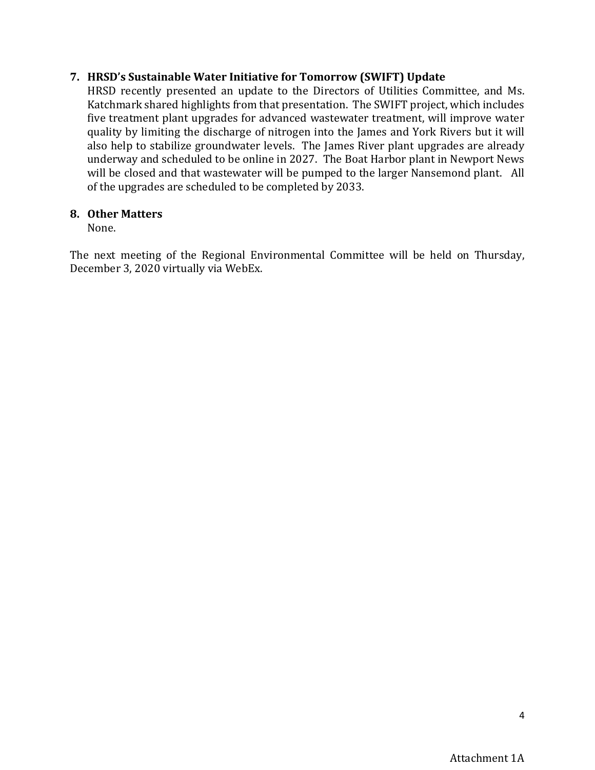**7. HRSD's Sustainable Water Initiative for Tomorrow (SWIFT) Update**

HRSD recently presented an update to the Directors of Utilities Committee, and Ms. Katchmark shared highlights from that presentation. The SWIFT project, which includes five treatment plant upgrades for advanced wastewater treatment, will improve water quality by limiting the discharge of nitrogen into the James and York Rivers but it will also help to stabilize groundwater levels. The James River plant upgrades are already underway and scheduled to be online in 2027. The Boat Harbor plant in Newport News will be closed and that wastewater will be pumped to the larger Nansemond plant. All of the upgrades are scheduled to be completed by 2033.

**8. Other Matters**

None.

The next meeting of the Regional Environmental Committee will be held on Thursday, December 3, 2020 virtually via WebEx.

Attachment 1A